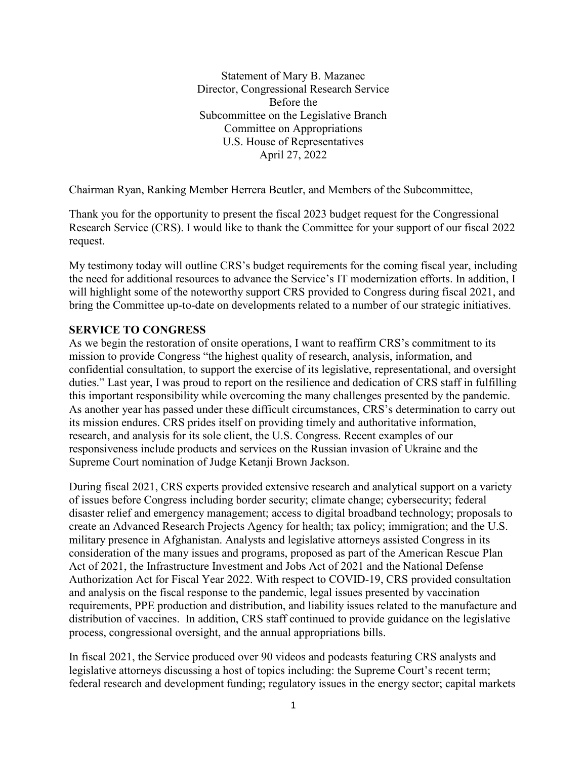Statement of Mary B. Mazanec
Director, Congressional Research Service
Before the
Subcommittee on the Legislative Branch
Committee on Appropriations
U.S. House of Representatives
April 27, 2022

Chairman Ryan, Ranking Member Herrera Beutler, and Members of the Subcommittee,

Thank you for the opportunity to present the fiscal 2023 budget request for the Congressional Research Service (CRS). I would like to thank the Committee for your support of our fiscal 2022 request.

My testimony today will outline CRS's budget requirements for the coming fiscal year, including the need for additional resources to advance the Service's IT modernization efforts. In addition, I will highlight some of the noteworthy support CRS provided to Congress during fiscal 2021, and bring the Committee up-to-date on developments related to a number of our strategic initiatives.

## SERVICE TO CONGRESS

As we begin the restoration of onsite operations, I want to reaffirm CRS's commitment to its mission to provide Congress "the highest quality of research, analysis, information, and confidential consultation, to support the exercise of its legislative, representational, and oversight duties." Last year, I was proud to report on the resilience and dedication of CRS staff in fulfilling this important responsibility while overcoming the many challenges presented by the pandemic. As another year has passed under these difficult circumstances, CRS's determination to carry out its mission endures. CRS prides itself on providing timely and authoritative information, research, and analysis for its sole client, the U.S. Congress. Recent examples of our responsiveness include products and services on the Russian invasion of Ukraine and the Supreme Court nomination of Judge Ketanji Brown Jackson.

During fiscal 2021, CRS experts provided extensive research and analytical support on a variety of issues before Congress including border security; climate change; cybersecurity; federal disaster relief and emergency management; access to digital broadband technology; proposals to create an Advanced Research Projects Agency for health; tax policy; immigration; and the U.S. military presence in Afghanistan. Analysts and legislative attorneys assisted Congress in its consideration of the many issues and programs, proposed as part of the American Rescue Plan Act of 2021, the Infrastructure Investment and Jobs Act of 2021 and the National Defense Authorization Act for Fiscal Year 2022. With respect to COVID-19, CRS provided consultation and analysis on the fiscal response to the pandemic, legal issues presented by vaccination requirements, PPE production and distribution, and liability issues related to the manufacture and distribution of vaccines. In addition, CRS staff continued to provide guidance on the legislative process, congressional oversight, and the annual appropriations bills.

In fiscal 2021, the Service produced over 90 videos and podcasts featuring CRS analysts and legislative attorneys discussing a host of topics including: the Supreme Court's recent term; federal research and development funding; regulatory issues in the energy sector; capital markets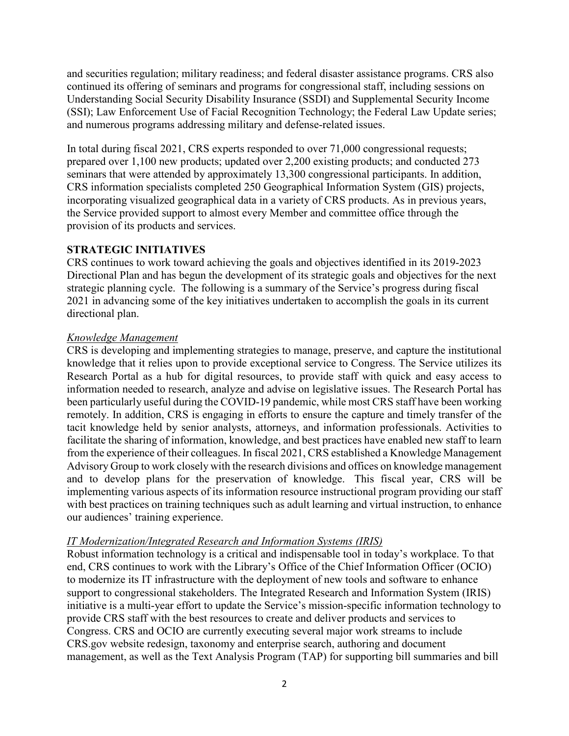and securities regulation; military readiness; and federal disaster assistance programs. CRS also continued its offering of seminars and programs for congressional staff, including sessions on Understanding Social Security Disability Insurance (SSDI) and Supplemental Security Income (SSI); Law Enforcement Use of Facial Recognition Technology; the Federal Law Update series; and numerous programs addressing military and defense-related issues.

In total during fiscal 2021, CRS experts responded to over 71,000 congressional requests; prepared over 1,100 new products; updated over 2,200 existing products; and conducted 273 seminars that were attended by approximately 13,300 congressional participants. In addition, CRS information specialists completed 250 Geographical Information System (GIS) projects, incorporating visualized geographical data in a variety of CRS products. As in previous years, the Service provided support to almost every Member and committee office through the provision of its products and services.

## STRATEGIC INITIATIVES

CRS continues to work toward achieving the goals and objectives identified in its 2019-2023 Directional Plan and has begun the development of its strategic goals and objectives for the next strategic planning cycle. The following is a summary of the Service's progress during fiscal 2021 in advancing some of the key initiatives undertaken to accomplish the goals in its current directional plan.

### *Knowledge Management*

CRS is developing and implementing strategies to manage, preserve, and capture the institutional knowledge that it relies upon to provide exceptional service to Congress. The Service utilizes its Research Portal as a hub for digital resources, to provide staff with quick and easy access to information needed to research, analyze and advise on legislative issues. The Research Portal has been particularly useful during the COVID-19 pandemic, while most CRS staff have been working remotely. In addition, CRS is engaging in efforts to ensure the capture and timely transfer of the tacit knowledge held by senior analysts, attorneys, and information professionals. Activities to facilitate the sharing of information, knowledge, and best practices have enabled new staff to learn from the experience of their colleagues. In fiscal 2021, CRS established a Knowledge Management Advisory Group to work closely with the research divisions and offices on knowledge management and to develop plans for the preservation of knowledge. This fiscal year, CRS will be implementing various aspects of its information resource instructional program providing our staff with best practices on training techniques such as adult learning and virtual instruction, to enhance our audiences' training experience.

### *IT Modernization/Integrated Research and Information Systems (IRIS)*

Robust information technology is a critical and indispensable tool in today's workplace. To that end, CRS continues to work with the Library's Office of the Chief Information Officer (OCIO) to modernize its IT infrastructure with the deployment of new tools and software to enhance support to congressional stakeholders. The Integrated Research and Information System (IRIS) initiative is a multi-year effort to update the Service's mission-specific information technology to provide CRS staff with the best resources to create and deliver products and services to Congress. CRS and OCIO are currently executing several major work streams to include CRS.gov website redesign, taxonomy and enterprise search, authoring and document management, as well as the Text Analysis Program (TAP) for supporting bill summaries and bill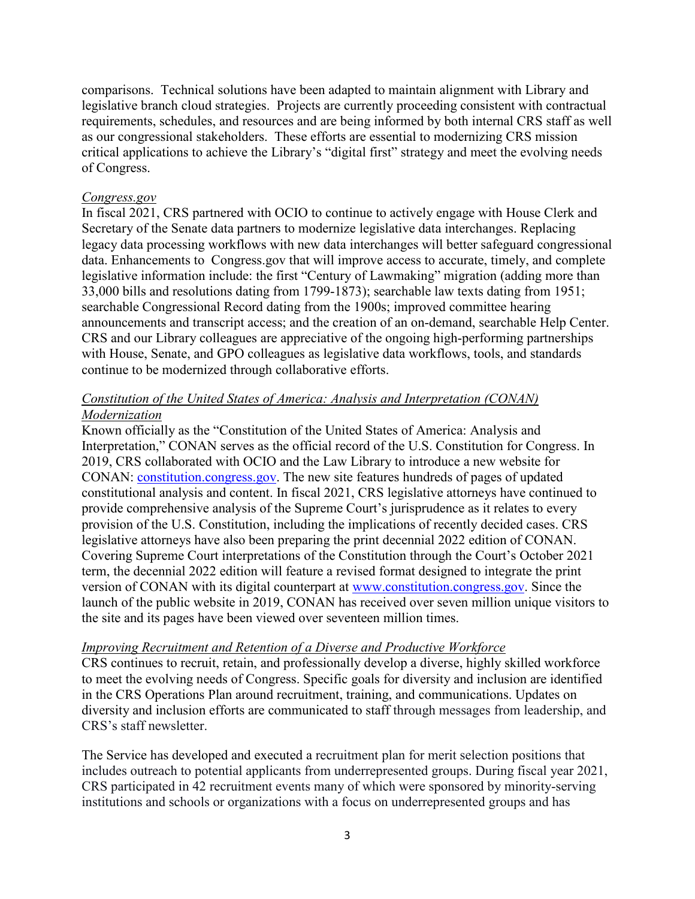comparisons. Technical solutions have been adapted to maintain alignment with Library and legislative branch cloud strategies. Projects are currently proceeding consistent with contractual requirements, schedules, and resources and are being informed by both internal CRS staff as well as our congressional stakeholders. These efforts are essential to modernizing CRS mission critical applications to achieve the Library's "digital first" strategy and meet the evolving needs of Congress.

*Congress.gov*

In fiscal 2021, CRS partnered with OCIO to continue to actively engage with House Clerk and Secretary of the Senate data partners to modernize legislative data interchanges. Replacing legacy data processing workflows with new data interchanges will better safeguard congressional data. Enhancements to Congress.gov that will improve access to accurate, timely, and complete legislative information include: the first "Century of Lawmaking" migration (adding more than 33,000 bills and resolutions dating from 1799-1873); searchable law texts dating from 1951; searchable Congressional Record dating from the 1900s; improved committee hearing announcements and transcript access; and the creation of an on-demand, searchable Help Center. CRS and our Library colleagues are appreciative of the ongoing high-performing partnerships with House, Senate, and GPO colleagues as legislative data workflows, tools, and standards continue to be modernized through collaborative efforts.

*Constitution of the United States of America: Analysis and Interpretation (CONAN) Modernization*

Known officially as the "Constitution of the United States of America: Analysis and Interpretation," CONAN serves as the official record of the U.S. Constitution for Congress. In 2019, CRS collaborated with OCIO and the Law Library to introduce a new website for CONAN: [constitution.congress.gov](constitution.congress.gov). The new site features hundreds of pages of updated constitutional analysis and content. In fiscal 2021, CRS legislative attorneys have continued to provide comprehensive analysis of the Supreme Court's jurisprudence as it relates to every provision of the U.S. Constitution, including the implications of recently decided cases. CRS legislative attorneys have also been preparing the print decennial 2022 edition of CONAN. Covering Supreme Court interpretations of the Constitution through the Court's October 2021 term, the decennial 2022 edition will feature a revised format designed to integrate the print version of CONAN with its digital counterpart at [www.constitution.congress.gov](www.constitution.congress.gov). Since the launch of the public website in 2019, CONAN has received over seven million unique visitors to the site and its pages have been viewed over seventeen million times.

*Improving Recruitment and Retention of a Diverse and Productive Workforce*

CRS continues to recruit, retain, and professionally develop a diverse, highly skilled workforce to meet the evolving needs of Congress. Specific goals for diversity and inclusion are identified in the CRS Operations Plan around recruitment, training, and communications. Updates on diversity and inclusion efforts are communicated to staff through messages from leadership, and CRS's staff newsletter.

The Service has developed and executed a recruitment plan for merit selection positions that includes outreach to potential applicants from underrepresented groups. During fiscal year 2021, CRS participated in 42 recruitment events many of which were sponsored by minority-serving institutions and schools or organizations with a focus on underrepresented groups and has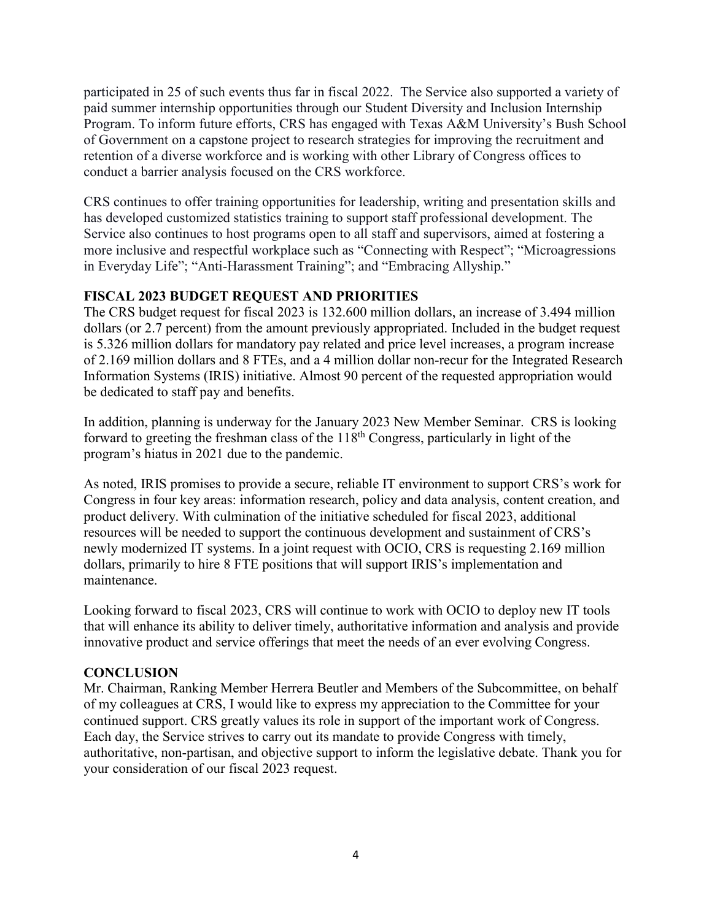participated in 25 of such events thus far in fiscal 2022. The Service also supported a variety of paid summer internship opportunities through our Student Diversity and Inclusion Internship Program. To inform future efforts, CRS has engaged with Texas A&M University's Bush School of Government on a capstone project to research strategies for improving the recruitment and retention of a diverse workforce and is working with other Library of Congress offices to conduct a barrier analysis focused on the CRS workforce.

CRS continues to offer training opportunities for leadership, writing and presentation skills and has developed customized statistics training to support staff professional development. The Service also continues to host programs open to all staff and supervisors, aimed at fostering a more inclusive and respectful workplace such as "Connecting with Respect"; "Microagressions in Everyday Life"; "Anti-Harassment Training"; and "Embracing Allyship."

## FISCAL 2023 BUDGET REQUEST AND PRIORITIES

The CRS budget request for fiscal 2023 is 132.600 million dollars, an increase of 3.494 million dollars (or 2.7 percent) from the amount previously appropriated. Included in the budget request is 5.326 million dollars for mandatory pay related and price level increases, a program increase of 2.169 million dollars and 8 FTEs, and a 4 million dollar non-recur for the Integrated Research Information Systems (IRIS) initiative. Almost 90 percent of the requested appropriation would be dedicated to staff pay and benefits.

In addition, planning is underway for the January 2023 New Member Seminar. CRS is looking forward to greeting the freshman class of the 118th Congress, particularly in light of the program's hiatus in 2021 due to the pandemic.

As noted, IRIS promises to provide a secure, reliable IT environment to support CRS's work for Congress in four key areas: information research, policy and data analysis, content creation, and product delivery. With culmination of the initiative scheduled for fiscal 2023, additional resources will be needed to support the continuous development and sustainment of CRS's newly modernized IT systems. In a joint request with OCIO, CRS is requesting 2.169 million dollars, primarily to hire 8 FTE positions that will support IRIS's implementation and maintenance.

Looking forward to fiscal 2023, CRS will continue to work with OCIO to deploy new IT tools that will enhance its ability to deliver timely, authoritative information and analysis and provide innovative product and service offerings that meet the needs of an ever evolving Congress.

## CONCLUSION

Mr. Chairman, Ranking Member Herrera Beutler and Members of the Subcommittee, on behalf of my colleagues at CRS, I would like to express my appreciation to the Committee for your continued support. CRS greatly values its role in support of the important work of Congress. Each day, the Service strives to carry out its mandate to provide Congress with timely, authoritative, non-partisan, and objective support to inform the legislative debate. Thank you for your consideration of our fiscal 2023 request.